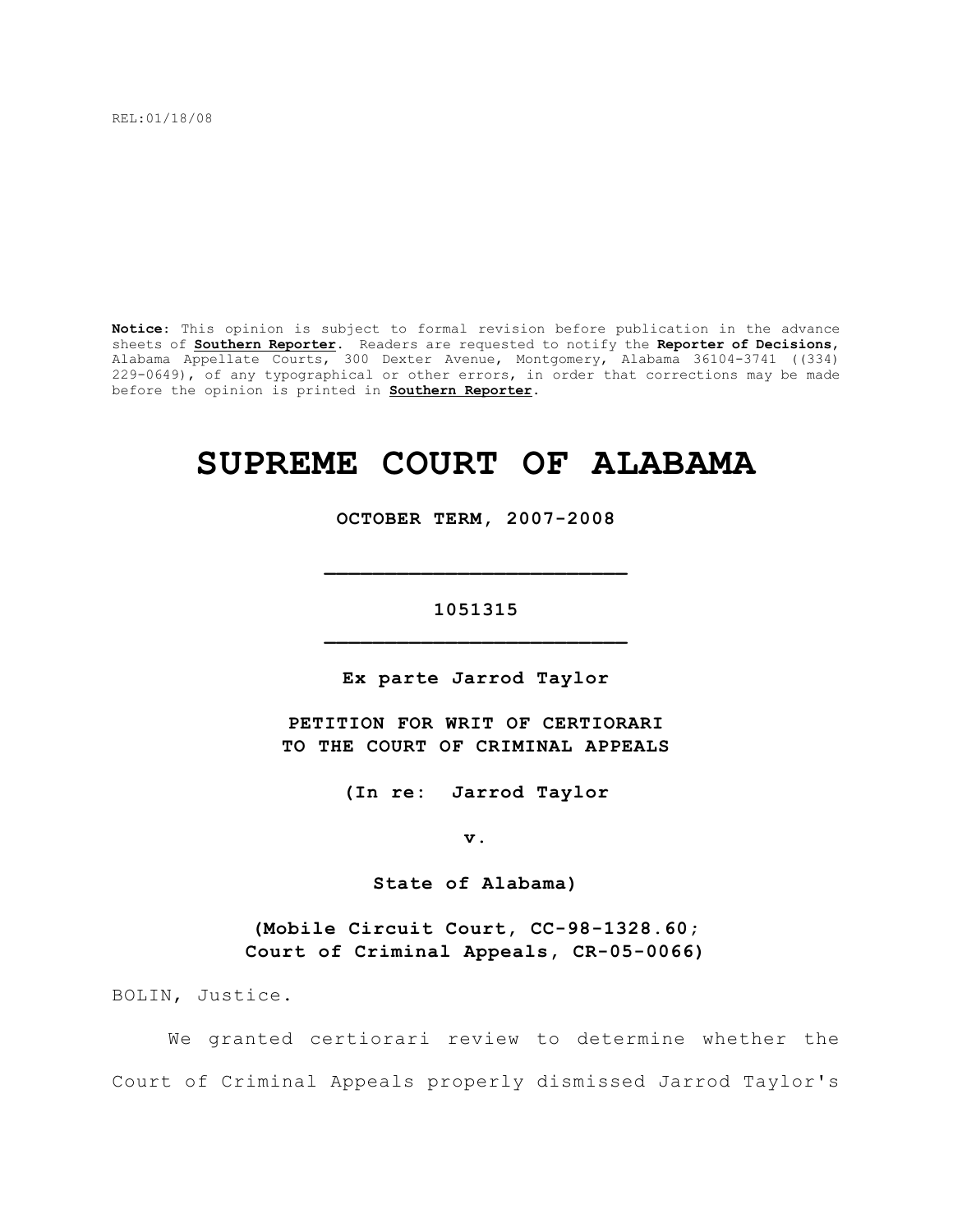REL:01/18/08

**Notice:** This opinion is subject to formal revision before publication in the advance sheets of **Southern Reporter**. Readers are requested to notify the **Reporter of Decisions**, Alabama Appellate Courts, 300 Dexter Avenue, Montgomery, Alabama 36104-3741 ((334) 229-0649), of any typographical or other errors, in order that corrections may be made before the opinion is printed in **Southern Reporter**.

# SUPREME COURT OF ALABAMA

**OCTOBER TERM, 2007-2008**

---

**1051315**

---

**Ex parte Jarrod Taylor**

**PETITION FOR WRIT OF CERTIORARI TO THE COURT OF CRIMINAL APPEALS**

**(In re: Jarrod Taylor**

**v.**

**State of Alabama)**

**(Mobile Circuit Court, CC-98-1328.60; Court of Criminal Appeals, CR-05-0066)**

BOLIN, Justice.

We granted certiorari review to determine whether the Court of Criminal Appeals properly dismissed Jarrod Taylor's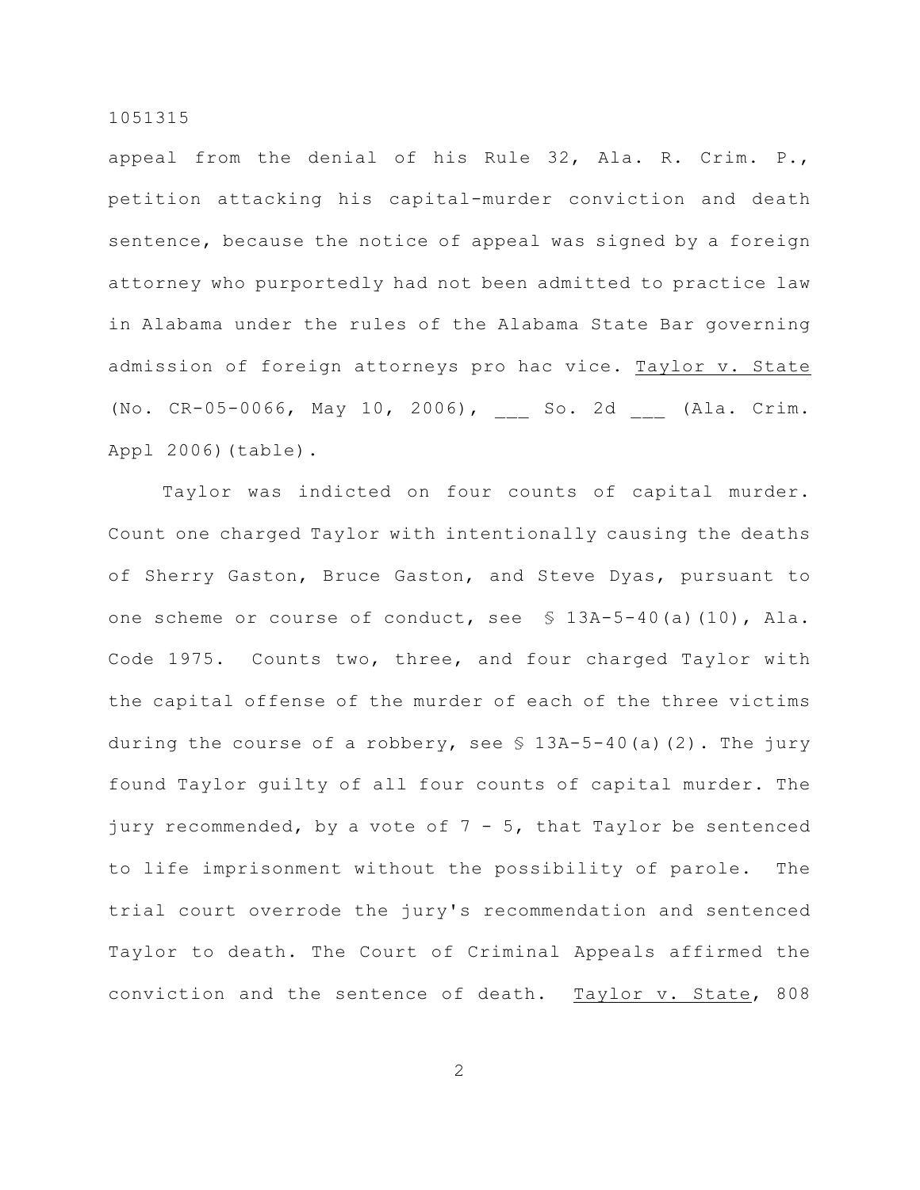appeal from the denial of his Rule 32, Ala. R. Crim. P., petition attacking his capital-murder conviction and death sentence, because the notice of appeal was signed by a foreign attorney who purportedly had not been admitted to practice law in Alabama under the rules of the Alabama State Bar governing admission of foreign attorneys pro hac vice. Taylor v. State (No. CR-05-0066, May 10, 2006), ___ So. 2d ___ (Ala. Crim. Appl 2006)(table).

Taylor was indicted on four counts of capital murder. Count one charged Taylor with intentionally causing the deaths of Sherry Gaston, Bruce Gaston, and Steve Dyas, pursuant to one scheme or course of conduct, see § 13A-5-40(a)(10), Ala. Code 1975. Counts two, three, and four charged Taylor with the capital offense of the murder of each of the three victims during the course of a robbery, see § 13A-5-40(a)(2). The jury found Taylor guilty of all four counts of capital murder. The jury recommended, by a vote of 7 - 5, that Taylor be sentenced to life imprisonment without the possibility of parole. The trial court overrode the jury's recommendation and sentenced Taylor to death. The Court of Criminal Appeals affirmed the conviction and the sentence of death. Taylor v. State, 808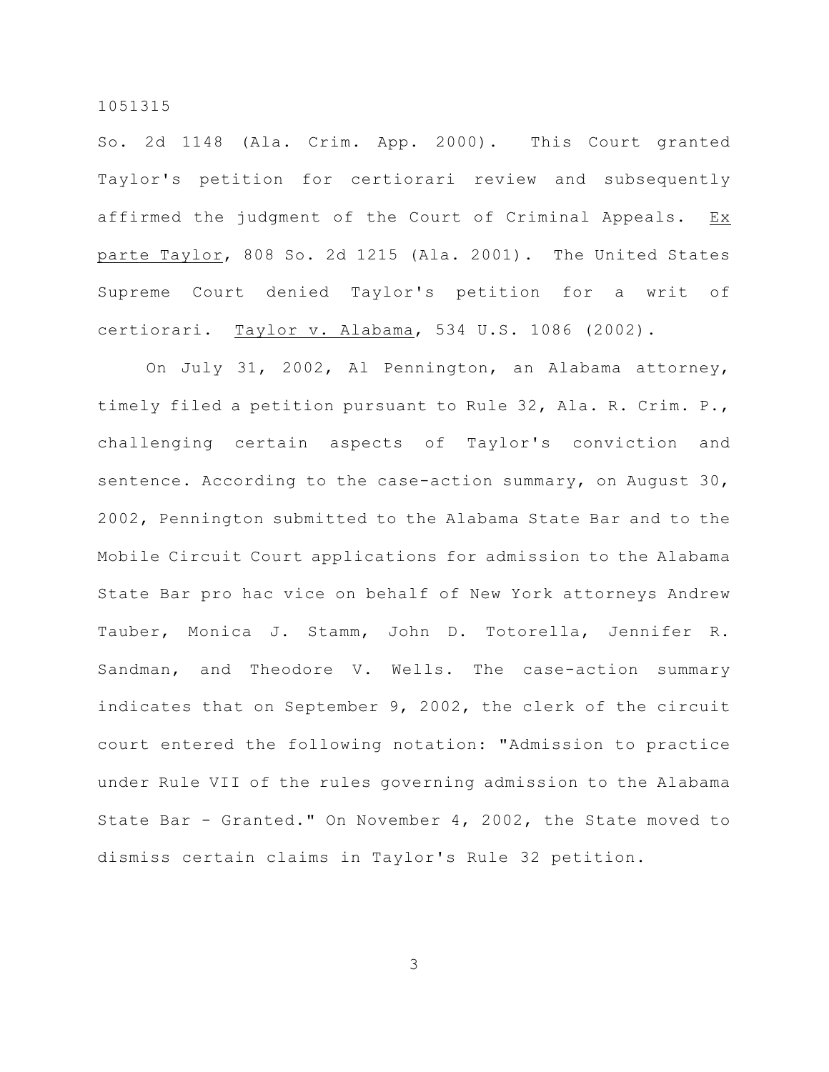So. 2d 1148 (Ala. Crim. App. 2000). This Court granted Taylor's petition for certiorari review and subsequently affirmed the judgment of the Court of Criminal Appeals. Ex parte Taylor, 808 So. 2d 1215 (Ala. 2001). The United States Supreme Court denied Taylor's petition for a writ of certiorari. Taylor v. Alabama, 534 U.S. 1086 (2002).

On July 31, 2002, Al Pennington, an Alabama attorney, timely filed a petition pursuant to Rule 32, Ala. R. Crim. P., challenging certain aspects of Taylor's conviction and sentence. According to the case-action summary, on August 30, 2002, Pennington submitted to the Alabama State Bar and to the Mobile Circuit Court applications for admission to the Alabama State Bar pro hac vice on behalf of New York attorneys Andrew Tauber, Monica J. Stamm, John D. Totorella, Jennifer R. Sandman, and Theodore V. Wells. The case-action summary indicates that on September 9, 2002, the clerk of the circuit court entered the following notation: "Admission to practice under Rule VII of the rules governing admission to the Alabama State Bar - Granted." On November 4, 2002, the State moved to dismiss certain claims in Taylor's Rule 32 petition.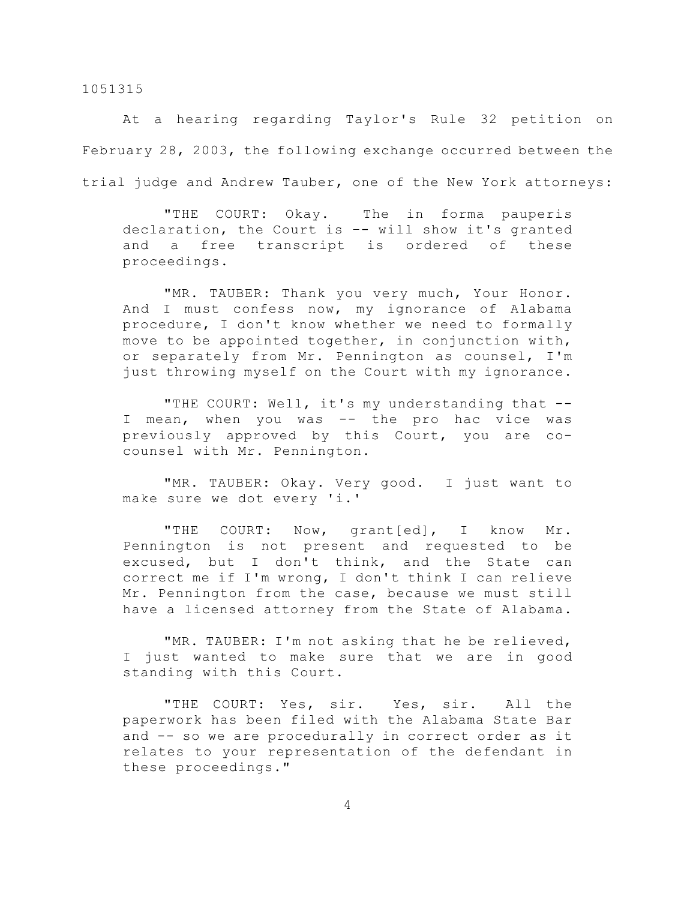At a hearing regarding Taylor's Rule 32 petition on February 28, 2003, the following exchange occurred between the trial judge and Andrew Tauber, one of the New York attorneys:

> "THE COURT: Okay. The in forma pauperis declaration, the Court is -- will show it's granted and a free transcript is ordered of these proceedings.
>
> "MR. TAUBER: Thank you very much, Your Honor. And I must confess now, my ignorance of Alabama procedure, I don't know whether we need to formally move to be appointed together, in conjunction with, or separately from Mr. Pennington as counsel, I'm just throwing myself on the Court with my ignorance.
>
> "THE COURT: Well, it's my understanding that -- I mean, when you was -- the pro hac vice was previously approved by this Court, you are co-counsel with Mr. Pennington.
>
> "MR. TAUBER: Okay. Very good. I just want to make sure we dot every 'i.'
>
> "THE COURT: Now, grant[ed], I know Mr. Pennington is not present and requested to be excused, but I don't think, and the State can correct me if I'm wrong, I don't think I can relieve Mr. Pennington from the case, because we must still have a licensed attorney from the State of Alabama.
>
> "MR. TAUBER: I'm not asking that he be relieved, I just wanted to make sure that we are in good standing with this Court.
>
> "THE COURT: Yes, sir. Yes, sir. All the paperwork has been filed with the Alabama State Bar and -- so we are procedurally in correct order as it relates to your representation of the defendant in these proceedings."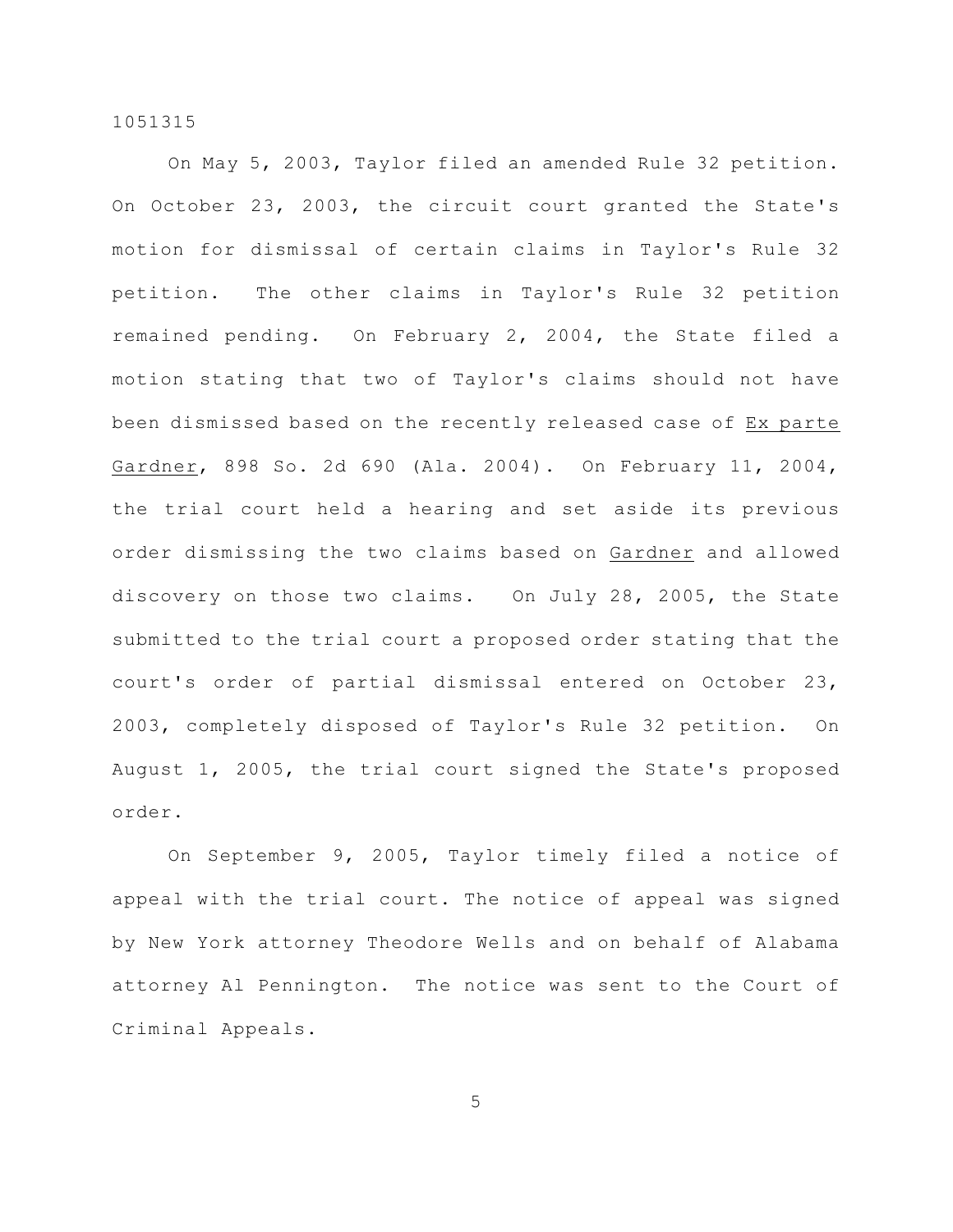On May 5, 2003, Taylor filed an amended Rule 32 petition. On October 23, 2003, the circuit court granted the State's motion for dismissal of certain claims in Taylor's Rule 32 petition. The other claims in Taylor's Rule 32 petition remained pending. On February 2, 2004, the State filed a motion stating that two of Taylor's claims should not have been dismissed based on the recently released case of _Ex parte Gardner_, 898 So. 2d 690 (Ala. 2004). On February 11, 2004, the trial court held a hearing and set aside its previous order dismissing the two claims based on _Gardner_ and allowed discovery on those two claims. On July 28, 2005, the State submitted to the trial court a proposed order stating that the court's order of partial dismissal entered on October 23, 2003, completely disposed of Taylor's Rule 32 petition. On August 1, 2005, the trial court signed the State's proposed order.

On September 9, 2005, Taylor timely filed a notice of appeal with the trial court. The notice of appeal was signed by New York attorney Theodore Wells and on behalf of Alabama attorney Al Pennington. The notice was sent to the Court of Criminal Appeals.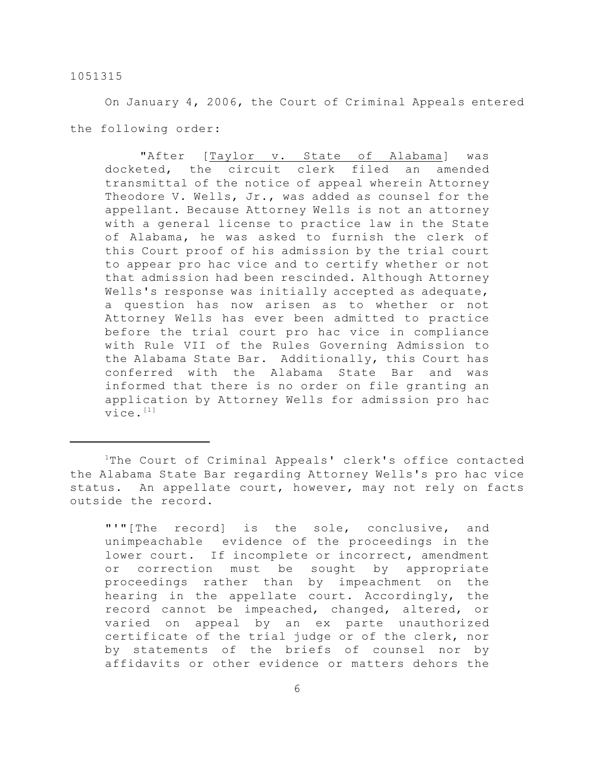On January 4, 2006, the Court of Criminal Appeals entered the following order:

> "After [Taylor v. State of Alabama] was docketed, the circuit clerk filed an amended transmittal of the notice of appeal wherein Attorney Theodore V. Wells, Jr., was added as counsel for the appellant. Because Attorney Wells is not an attorney with a general license to practice law in the State of Alabama, he was asked to furnish the clerk of this Court proof of his admission by the trial court to appear pro hac vice and to certify whether or not that admission had been rescinded. Although Attorney Wells's response was initially accepted as adequate, a question has now arisen as to whether or not Attorney Wells has ever been admitted to practice before the trial court pro hac vice in compliance with Rule VII of the Rules Governing Admission to the Alabama State Bar. Additionally, this Court has conferred with the Alabama State Bar and was informed that there is no order on file granting an application by Attorney Wells for admission pro hac vice.[1]

---

[1]The Court of Criminal Appeals' clerk's office contacted the Alabama State Bar regarding Attorney Wells's pro hac vice status. An appellate court, however, may not rely on facts outside the record.

> "'"[The record] is the sole, conclusive, and unimpeachable evidence of the proceedings in the lower court. If incomplete or incorrect, amendment or correction must be sought by appropriate proceedings rather than by impeachment on the hearing in the appellate court. Accordingly, the record cannot be impeached, changed, altered, or varied on appeal by an ex parte unauthorized certificate of the trial judge or of the clerk, nor by statements of the briefs of counsel nor by affidavits or other evidence or matters dehors the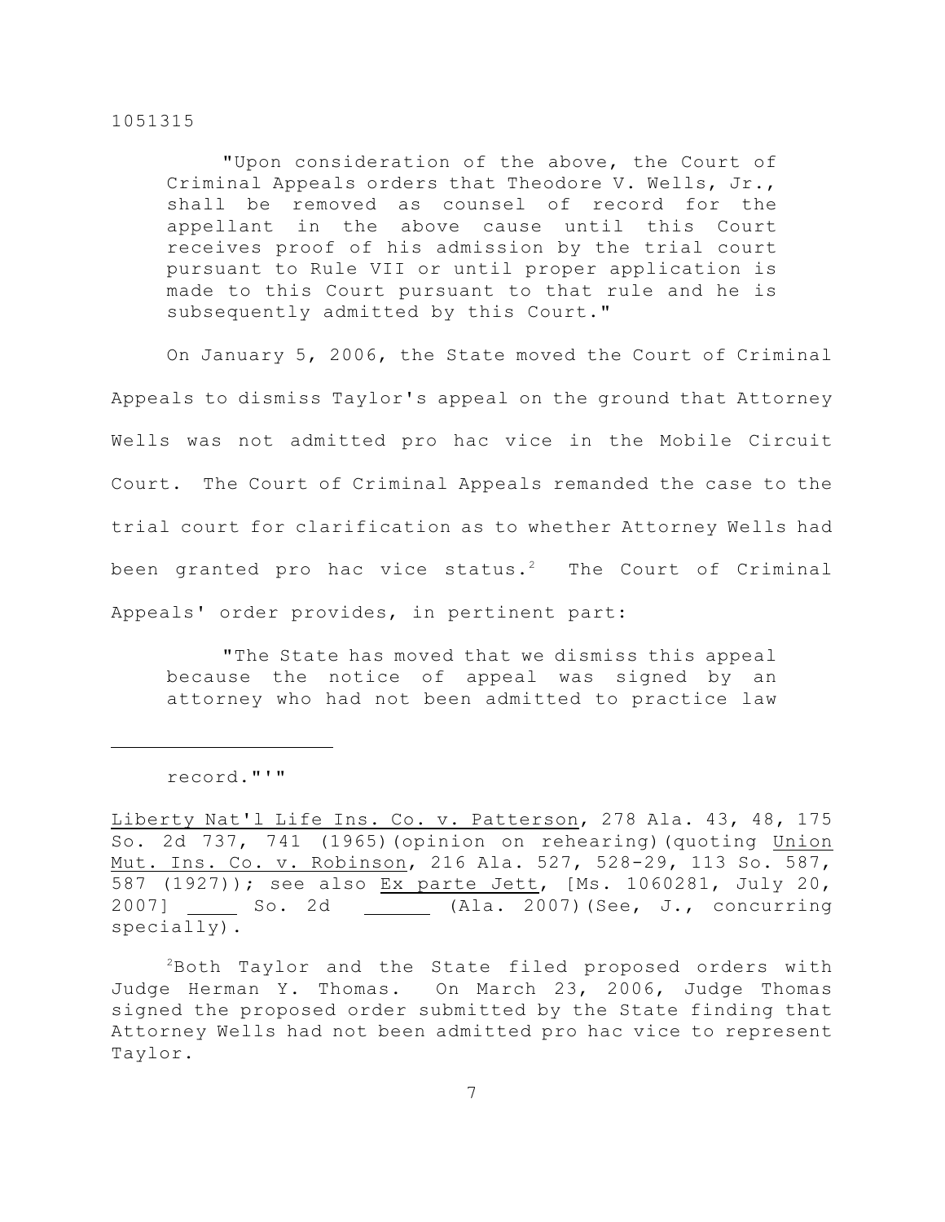"Upon consideration of the above, the Court of Criminal Appeals orders that Theodore V. Wells, Jr., shall be removed as counsel of record for the appellant in the above cause until this Court receives proof of his admission by the trial court pursuant to Rule VII or until proper application is made to this Court pursuant to that rule and he is subsequently admitted by this Court."

On January 5, 2006, the State moved the Court of Criminal Appeals to dismiss Taylor's appeal on the ground that Attorney Wells was not admitted pro hac vice in the Mobile Circuit Court. The Court of Criminal Appeals remanded the case to the trial court for clarification as to whether Attorney Wells had been granted pro hac vice status.[2] The Court of Criminal Appeals' order provides, in pertinent part:

"The State has moved that we dismiss this appeal because the notice of appeal was signed by an attorney who had not been admitted to practice law

---

record."'"

Liberty Nat'l Life Ins. Co. v. Patterson, 278 Ala. 43, 48, 175 So. 2d 737, 741 (1965)(opinion on rehearing)(quoting Union Mut. Ins. Co. v. Robinson, 216 Ala. 527, 528-29, 113 So. 587, 587 (1927)); see also Ex parte Jett, [Ms. 1060281, July 20, 2007] ____ So. 2d ______ (Ala. 2007)(See, J., concurring specially).

[2]Both Taylor and the State filed proposed orders with Judge Herman Y. Thomas. On March 23, 2006, Judge Thomas signed the proposed order submitted by the State finding that Attorney Wells had not been admitted pro hac vice to represent Taylor.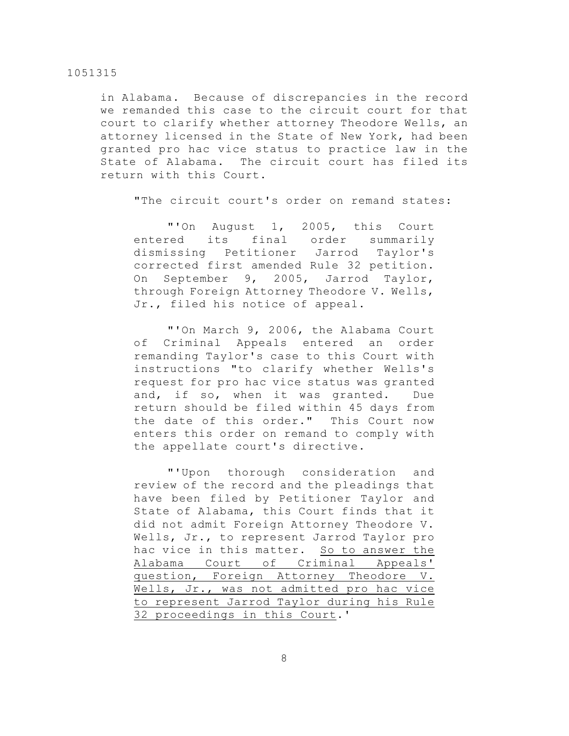in Alabama. Because of discrepancies in the record we remanded this case to the circuit court for that court to clarify whether attorney Theodore Wells, an attorney licensed in the State of New York, had been granted pro hac vice status to practice law in the State of Alabama. The circuit court has filed its return with this Court.

"The circuit court's order on remand states:

"'On August 1, 2005, this Court entered its final order summarily dismissing Petitioner Jarrod Taylor's corrected first amended Rule 32 petition. On September 9, 2005, Jarrod Taylor, through Foreign Attorney Theodore V. Wells, Jr., filed his notice of appeal.

"'On March 9, 2006, the Alabama Court of Criminal Appeals entered an order remanding Taylor's case to this Court with instructions "to clarify whether Wells's request for pro hac vice status was granted and, if so, when it was granted. Due return should be filed within 45 days from the date of this order." This Court now enters this order on remand to comply with the appellate court's directive.

"'Upon thorough consideration and review of the record and the pleadings that have been filed by Petitioner Taylor and State of Alabama, this Court finds that it did not admit Foreign Attorney Theodore V. Wells, Jr., to represent Jarrod Taylor pro hac vice in this matter. <u>So to answer the Alabama Court of Criminal Appeals' question, Foreign Attorney Theodore V. Wells, Jr., was not admitted pro hac vice to represent Jarrod Taylor during his Rule 32 proceedings in this Court</u>.'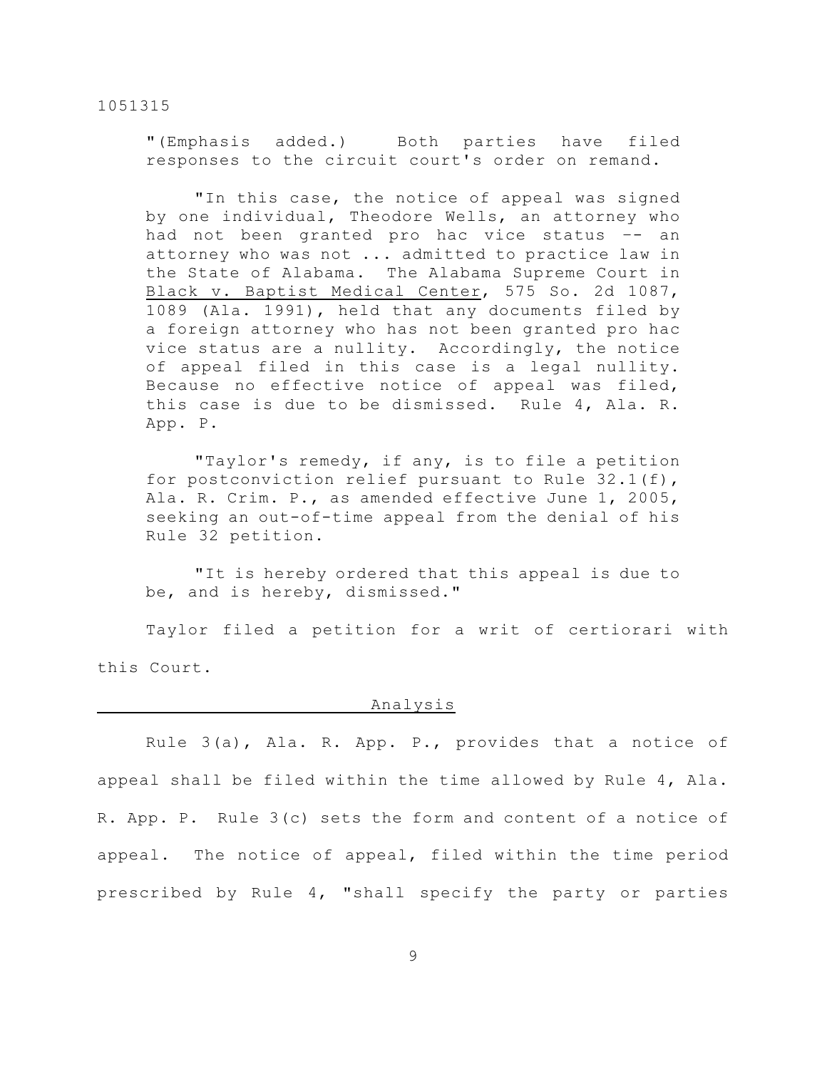"(Emphasis added.) Both parties have filed responses to the circuit court's order on remand.

"In this case, the notice of appeal was signed by one individual, Theodore Wells, an attorney who had not been granted pro hac vice status -- an attorney who was not ... admitted to practice law in the State of Alabama. The Alabama Supreme Court in Black v. Baptist Medical Center, 575 So. 2d 1087, 1089 (Ala. 1991), held that any documents filed by a foreign attorney who has not been granted pro hac vice status are a nullity. Accordingly, the notice of appeal filed in this case is a legal nullity. Because no effective notice of appeal was filed, this case is due to be dismissed. Rule 4, Ala. R. App. P.

"Taylor's remedy, if any, is to file a petition for postconviction relief pursuant to Rule 32.1(f), Ala. R. Crim. P., as amended effective June 1, 2005, seeking an out-of-time appeal from the denial of his Rule 32 petition.

"It is hereby ordered that this appeal is due to be, and is hereby, dismissed."

Taylor filed a petition for a writ of certiorari with this Court.

## Analysis

Rule 3(a), Ala. R. App. P., provides that a notice of appeal shall be filed within the time allowed by Rule 4, Ala. R. App. P. Rule 3(c) sets the form and content of a notice of appeal. The notice of appeal, filed within the time period prescribed by Rule 4, "shall specify the party or parties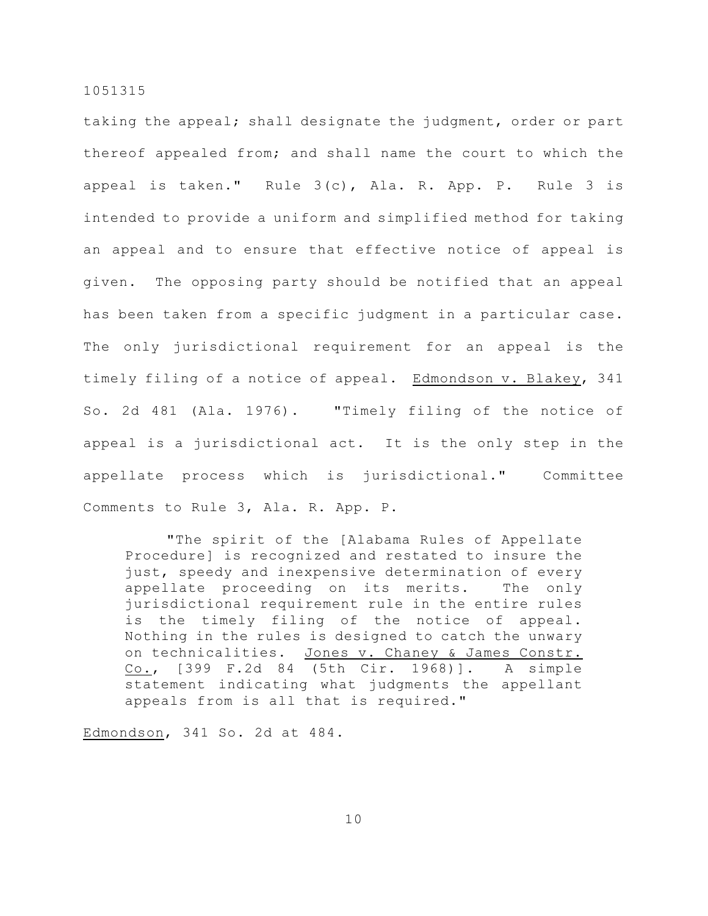taking the appeal; shall designate the judgment, order or part thereof appealed from; and shall name the court to which the appeal is taken." Rule 3(c), Ala. R. App. P. Rule 3 is intended to provide a uniform and simplified method for taking an appeal and to ensure that effective notice of appeal is given. The opposing party should be notified that an appeal has been taken from a specific judgment in a particular case. The only jurisdictional requirement for an appeal is the timely filing of a notice of appeal. Edmondson v. Blakey, 341 So. 2d 481 (Ala. 1976). "Timely filing of the notice of appeal is a jurisdictional act. It is the only step in the appellate process which is jurisdictional." Committee Comments to Rule 3, Ala. R. App. P.

> "The spirit of the [Alabama Rules of Appellate Procedure] is recognized and restated to insure the just, speedy and inexpensive determination of every appellate proceeding on its merits. The only jurisdictional requirement rule in the entire rules is the timely filing of the notice of appeal. Nothing in the rules is designed to catch the unwary on technicalities. Jones v. Chaney & James Constr. Co., [399 F.2d 84 (5th Cir. 1968)]. A simple statement indicating what judgments the appellant appeals from is all that is required."

Edmondson, 341 So. 2d at 484.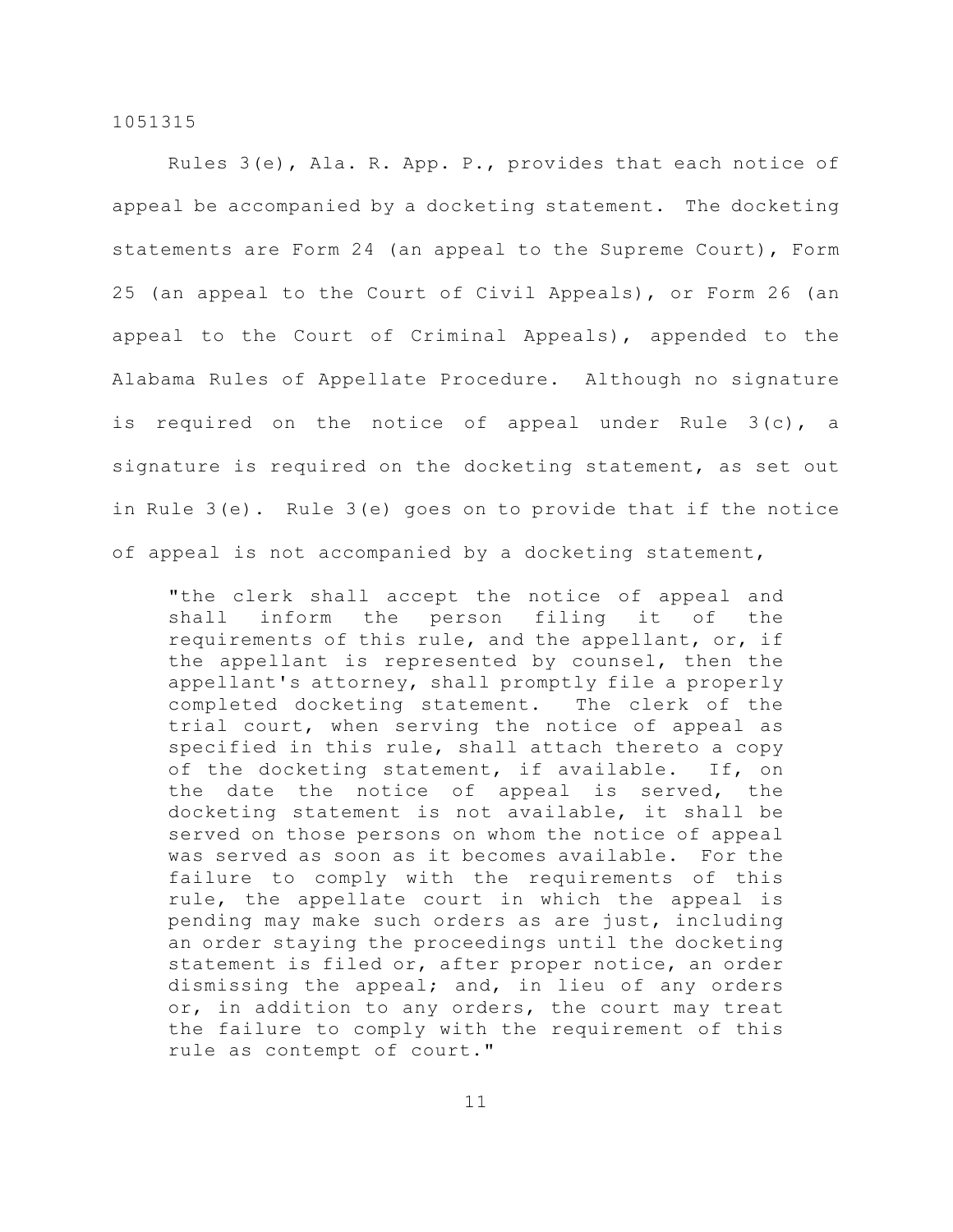Rules 3(e), Ala. R. App. P., provides that each notice of appeal be accompanied by a docketing statement. The docketing statements are Form 24 (an appeal to the Supreme Court), Form 25 (an appeal to the Court of Civil Appeals), or Form 26 (an appeal to the Court of Criminal Appeals), appended to the Alabama Rules of Appellate Procedure. Although no signature is required on the notice of appeal under Rule 3(c), a signature is required on the docketing statement, as set out in Rule 3(e). Rule 3(e) goes on to provide that if the notice of appeal is not accompanied by a docketing statement,

> "the clerk shall accept the notice of appeal and shall inform the person filing it of the requirements of this rule, and the appellant, or, if the appellant is represented by counsel, then the appellant's attorney, shall promptly file a properly completed docketing statement. The clerk of the trial court, when serving the notice of appeal as specified in this rule, shall attach thereto a copy of the docketing statement, if available. If, on the date the notice of appeal is served, the docketing statement is not available, it shall be served on those persons on whom the notice of appeal was served as soon as it becomes available. For the failure to comply with the requirements of this rule, the appellate court in which the appeal is pending may make such orders as are just, including an order staying the proceedings until the docketing statement is filed or, after proper notice, an order dismissing the appeal; and, in lieu of any orders or, in addition to any orders, the court may treat the failure to comply with the requirement of this rule as contempt of court."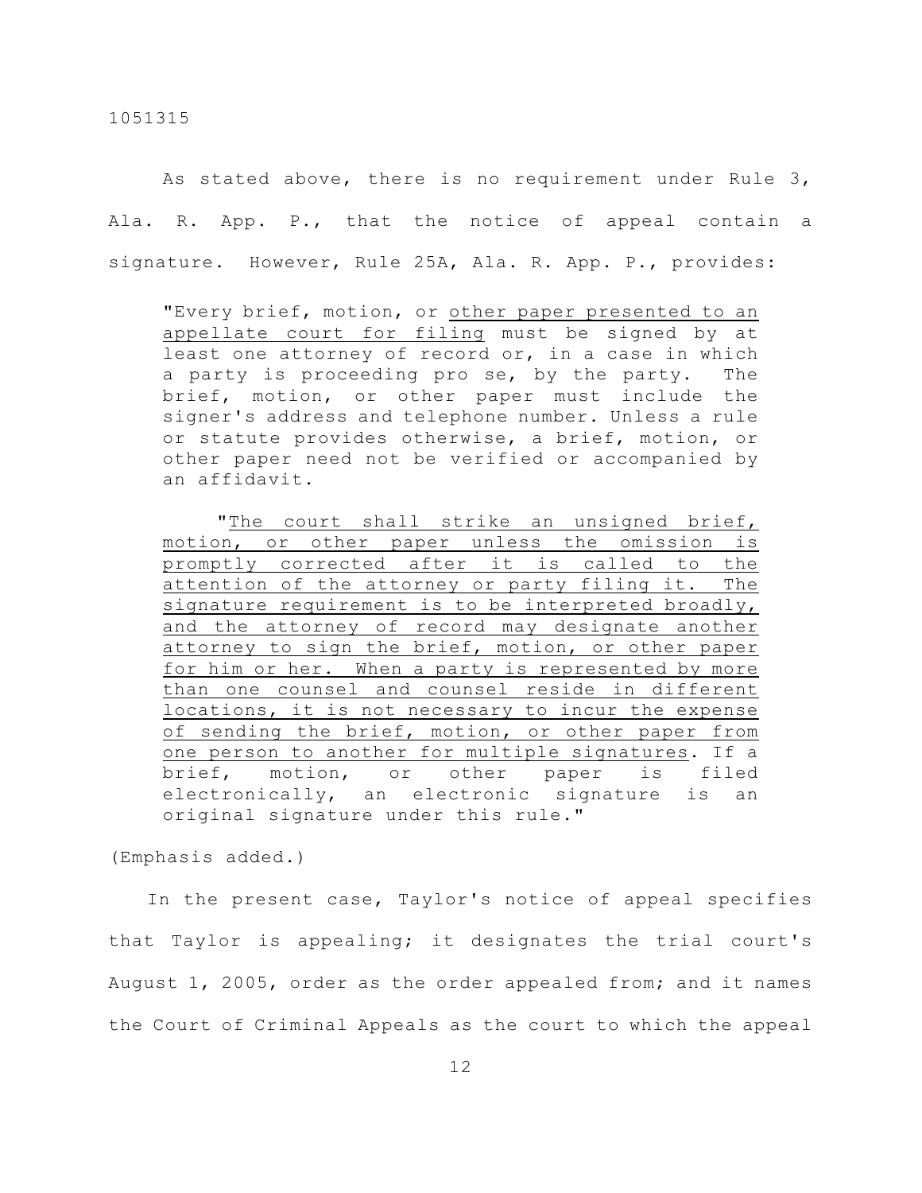As stated above, there is no requirement under Rule 3, Ala. R. App. P., that the notice of appeal contain a signature. However, Rule 25A, Ala. R. App. P., provides:

> "Every brief, motion, or <u>other paper presented to an appellate court for filing</u> must be signed by at least one attorney of record or, in a case in which a party is proceeding pro se, by the party. The brief, motion, or other paper must include the signer's address and telephone number. Unless a rule or statute provides otherwise, a brief, motion, or other paper need not be verified or accompanied by an affidavit.
>
> "<u>The court shall strike an unsigned brief, motion, or other paper unless the omission is promptly corrected after it is called to the attention of the attorney or party filing it. The signature requirement is to be interpreted broadly, and the attorney of record may designate another attorney to sign the brief, motion, or other paper for him or her. When a party is represented by more than one counsel and counsel reside in different locations, it is not necessary to incur the expense of sending the brief, motion, or other paper from one person to another for multiple signatures</u>. If a brief, motion, or other paper is filed electronically, an electronic signature is an original signature under this rule."

(Emphasis added.)

In the present case, Taylor's notice of appeal specifies that Taylor is appealing; it designates the trial court's August 1, 2005, order as the order appealed from; and it names the Court of Criminal Appeals as the court to which the appeal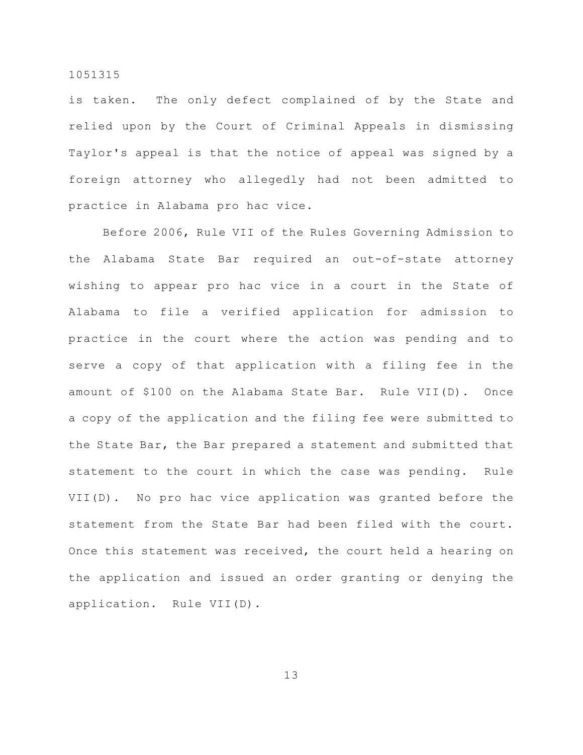is taken. The only defect complained of by the State and relied upon by the Court of Criminal Appeals in dismissing Taylor's appeal is that the notice of appeal was signed by a foreign attorney who allegedly had not been admitted to practice in Alabama pro hac vice.

Before 2006, Rule VII of the Rules Governing Admission to the Alabama State Bar required an out-of-state attorney wishing to appear pro hac vice in a court in the State of Alabama to file a verified application for admission to practice in the court where the action was pending and to serve a copy of that application with a filing fee in the amount of $100 on the Alabama State Bar. Rule VII(D). Once a copy of the application and the filing fee were submitted to the State Bar, the Bar prepared a statement and submitted that statement to the court in which the case was pending. Rule VII(D). No pro hac vice application was granted before the statement from the State Bar had been filed with the court. Once this statement was received, the court held a hearing on the application and issued an order granting or denying the application. Rule VII(D).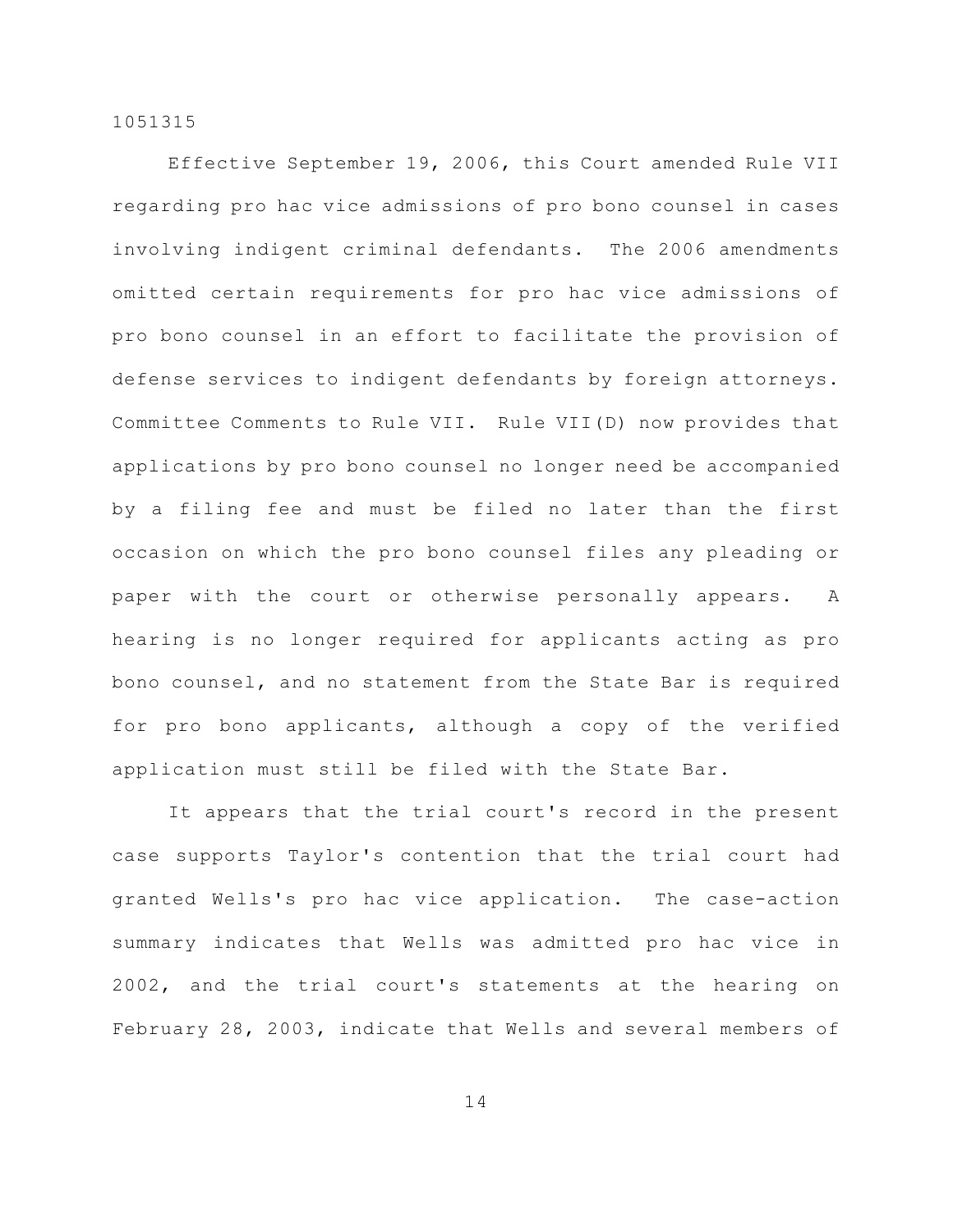Effective September 19, 2006, this Court amended Rule VII regarding pro hac vice admissions of pro bono counsel in cases involving indigent criminal defendants. The 2006 amendments omitted certain requirements for pro hac vice admissions of pro bono counsel in an effort to facilitate the provision of defense services to indigent defendants by foreign attorneys. Committee Comments to Rule VII. Rule VII(D) now provides that applications by pro bono counsel no longer need be accompanied by a filing fee and must be filed no later than the first occasion on which the pro bono counsel files any pleading or paper with the court or otherwise personally appears. A hearing is no longer required for applicants acting as pro bono counsel, and no statement from the State Bar is required for pro bono applicants, although a copy of the verified application must still be filed with the State Bar.

It appears that the trial court's record in the present case supports Taylor's contention that the trial court had granted Wells's pro hac vice application. The case-action summary indicates that Wells was admitted pro hac vice in 2002, and the trial court's statements at the hearing on February 28, 2003, indicate that Wells and several members of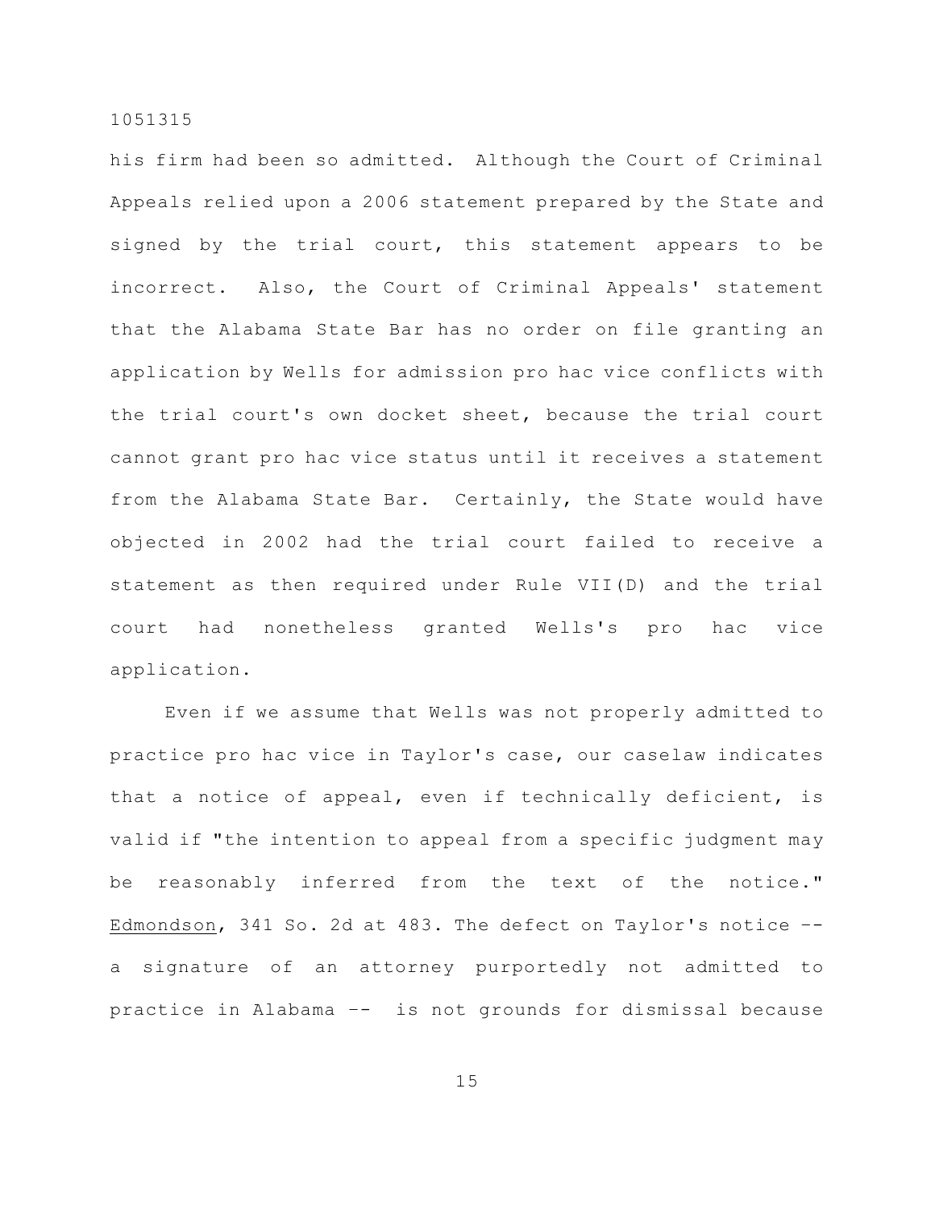his firm had been so admitted. Although the Court of Criminal Appeals relied upon a 2006 statement prepared by the State and signed by the trial court, this statement appears to be incorrect. Also, the Court of Criminal Appeals' statement that the Alabama State Bar has no order on file granting an application by Wells for admission pro hac vice conflicts with the trial court's own docket sheet, because the trial court cannot grant pro hac vice status until it receives a statement from the Alabama State Bar. Certainly, the State would have objected in 2002 had the trial court failed to receive a statement as then required under Rule VII(D) and the trial court had nonetheless granted Wells's pro hac vice application.

Even if we assume that Wells was not properly admitted to practice pro hac vice in Taylor's case, our caselaw indicates that a notice of appeal, even if technically deficient, is valid if "the intention to appeal from a specific judgment may be reasonably inferred from the text of the notice." Edmondson, 341 So. 2d at 483. The defect on Taylor's notice -- a signature of an attorney purportedly not admitted to practice in Alabama -- is not grounds for dismissal because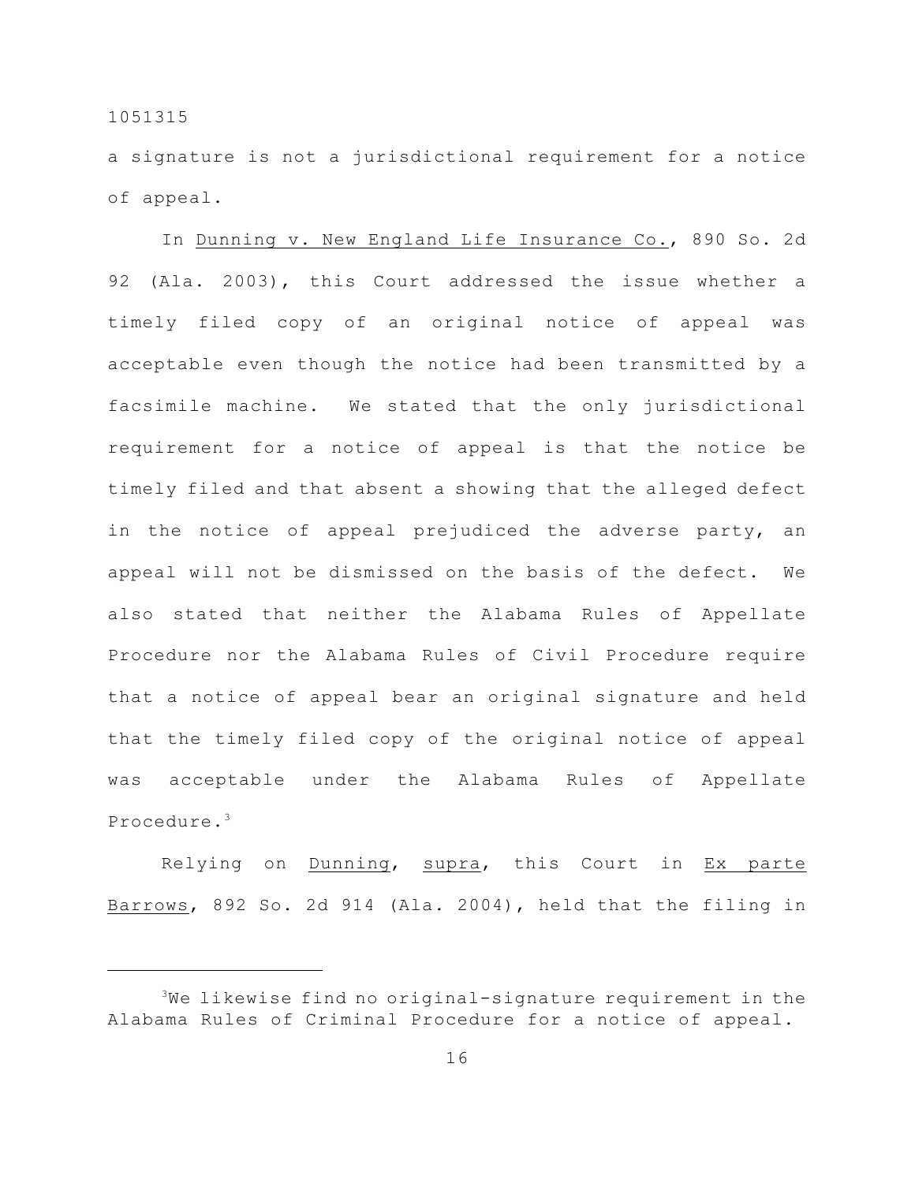a signature is not a jurisdictional requirement for a notice of appeal.

In Dunning v. New England Life Insurance Co., 890 So. 2d 92 (Ala. 2003), this Court addressed the issue whether a timely filed copy of an original notice of appeal was acceptable even though the notice had been transmitted by a facsimile machine. We stated that the only jurisdictional requirement for a notice of appeal is that the notice be timely filed and that absent a showing that the alleged defect in the notice of appeal prejudiced the adverse party, an appeal will not be dismissed on the basis of the defect. We also stated that neither the Alabama Rules of Appellate Procedure nor the Alabama Rules of Civil Procedure require that a notice of appeal bear an original signature and held that the timely filed copy of the original notice of appeal was acceptable under the Alabama Rules of Appellate Procedure.[3]

Relying on Dunning, supra, this Court in Ex parte Barrows, 892 So. 2d 914 (Ala. 2004), held that the filing in

---

[3]We likewise find no original-signature requirement in the Alabama Rules of Criminal Procedure for a notice of appeal.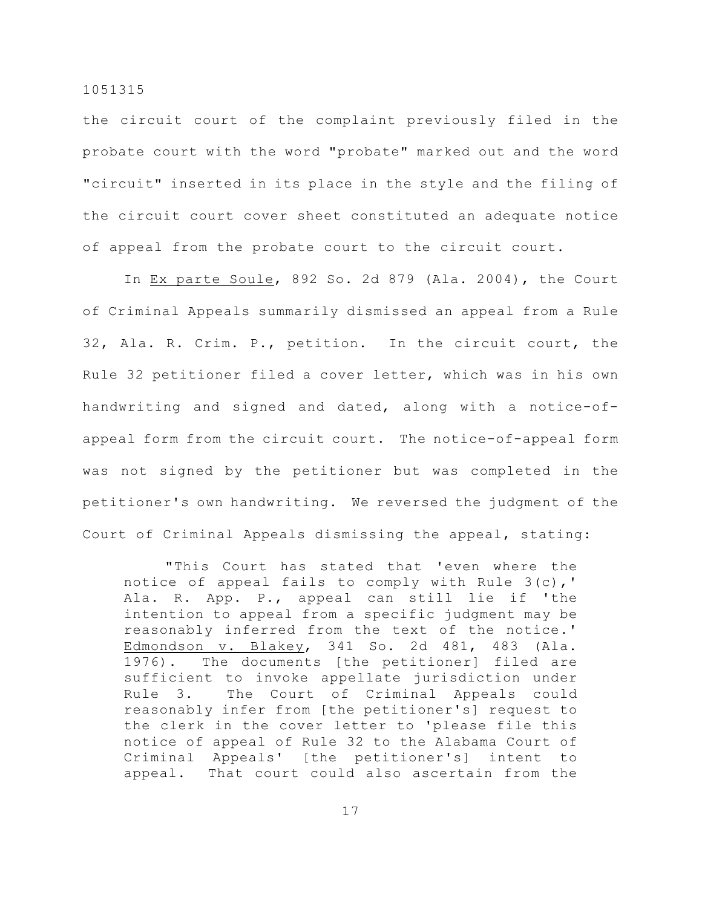the circuit court of the complaint previously filed in the probate court with the word "probate" marked out and the word "circuit" inserted in its place in the style and the filing of the circuit court cover sheet constituted an adequate notice of appeal from the probate court to the circuit court.

In Ex parte Soule, 892 So. 2d 879 (Ala. 2004), the Court of Criminal Appeals summarily dismissed an appeal from a Rule 32, Ala. R. Crim. P., petition. In the circuit court, the Rule 32 petitioner filed a cover letter, which was in his own handwriting and signed and dated, along with a notice-of-appeal form from the circuit court. The notice-of-appeal form was not signed by the petitioner but was completed in the petitioner's own handwriting. We reversed the judgment of the Court of Criminal Appeals dismissing the appeal, stating:

> "This Court has stated that 'even where the notice of appeal fails to comply with Rule 3(c),' Ala. R. App. P., appeal can still lie if 'the intention to appeal from a specific judgment may be reasonably inferred from the text of the notice.' Edmondson v. Blakey, 341 So. 2d 481, 483 (Ala. 1976). The documents [the petitioner] filed are sufficient to invoke appellate jurisdiction under Rule 3. The Court of Criminal Appeals could reasonably infer from [the petitioner's] request to the clerk in the cover letter to 'please file this notice of appeal of Rule 32 to the Alabama Court of Criminal Appeals' [the petitioner's] intent to appeal. That court could also ascertain from the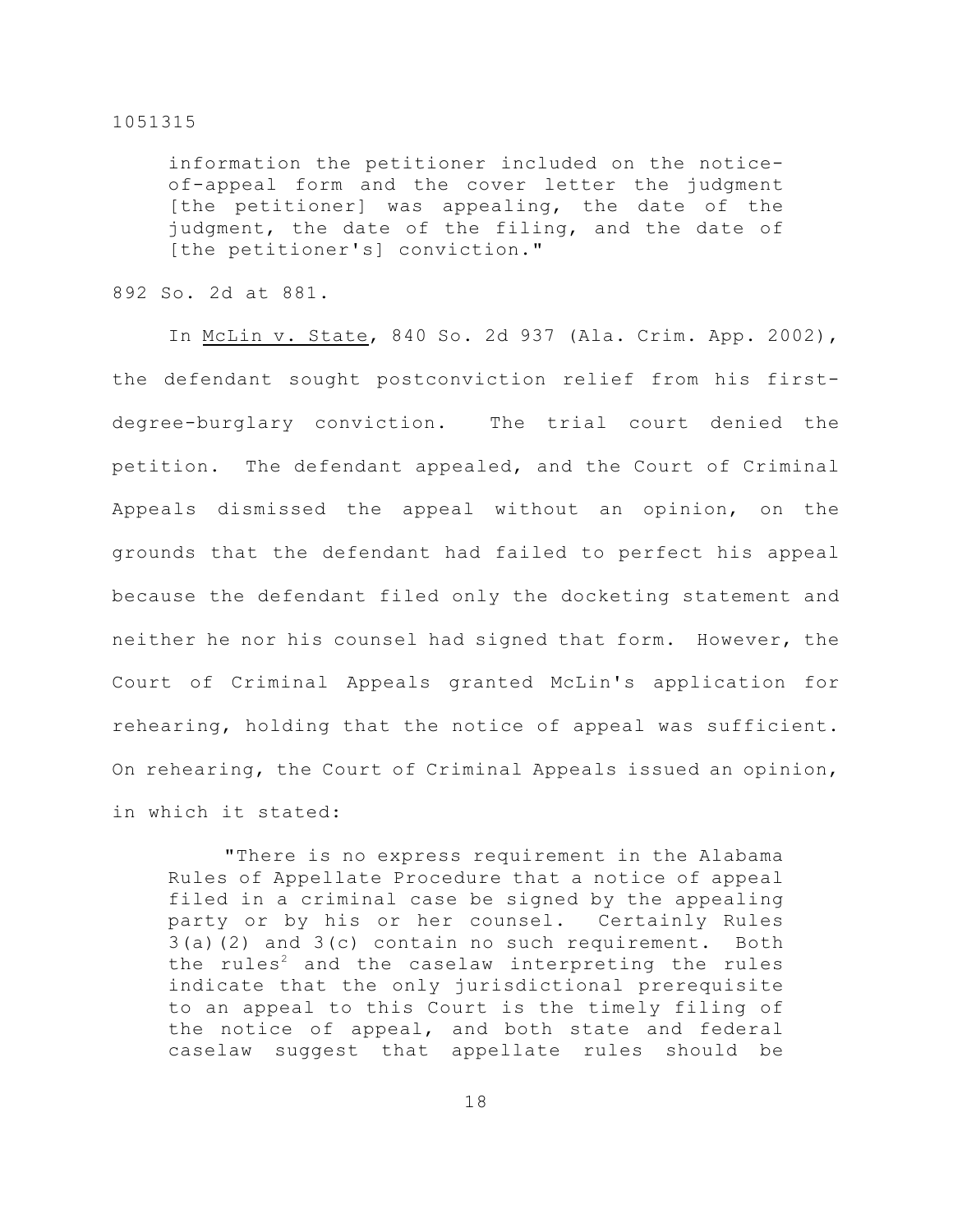> information the petitioner included on the notice-of-appeal form and the cover letter the judgment [the petitioner] was appealing, the date of the judgment, the date of the filing, and the date of [the petitioner's] conviction."

892 So. 2d at 881.

In McLin v. State, 840 So. 2d 937 (Ala. Crim. App. 2002), the defendant sought postconviction relief from his first-degree-burglary conviction. The trial court denied the petition. The defendant appealed, and the Court of Criminal Appeals dismissed the appeal without an opinion, on the grounds that the defendant had failed to perfect his appeal because the defendant filed only the docketing statement and neither he nor his counsel had signed that form. However, the Court of Criminal Appeals granted McLin's application for rehearing, holding that the notice of appeal was sufficient. On rehearing, the Court of Criminal Appeals issued an opinion, in which it stated:

> "There is no express requirement in the Alabama Rules of Appellate Procedure that a notice of appeal filed in a criminal case be signed by the appealing party or by his or her counsel. Certainly Rules 3(a)(2) and 3(c) contain no such requirement. Both the rules[2] and the caselaw interpreting the rules indicate that the only jurisdictional prerequisite to an appeal to this Court is the timely filing of the notice of appeal, and both state and federal caselaw suggest that appellate rules should be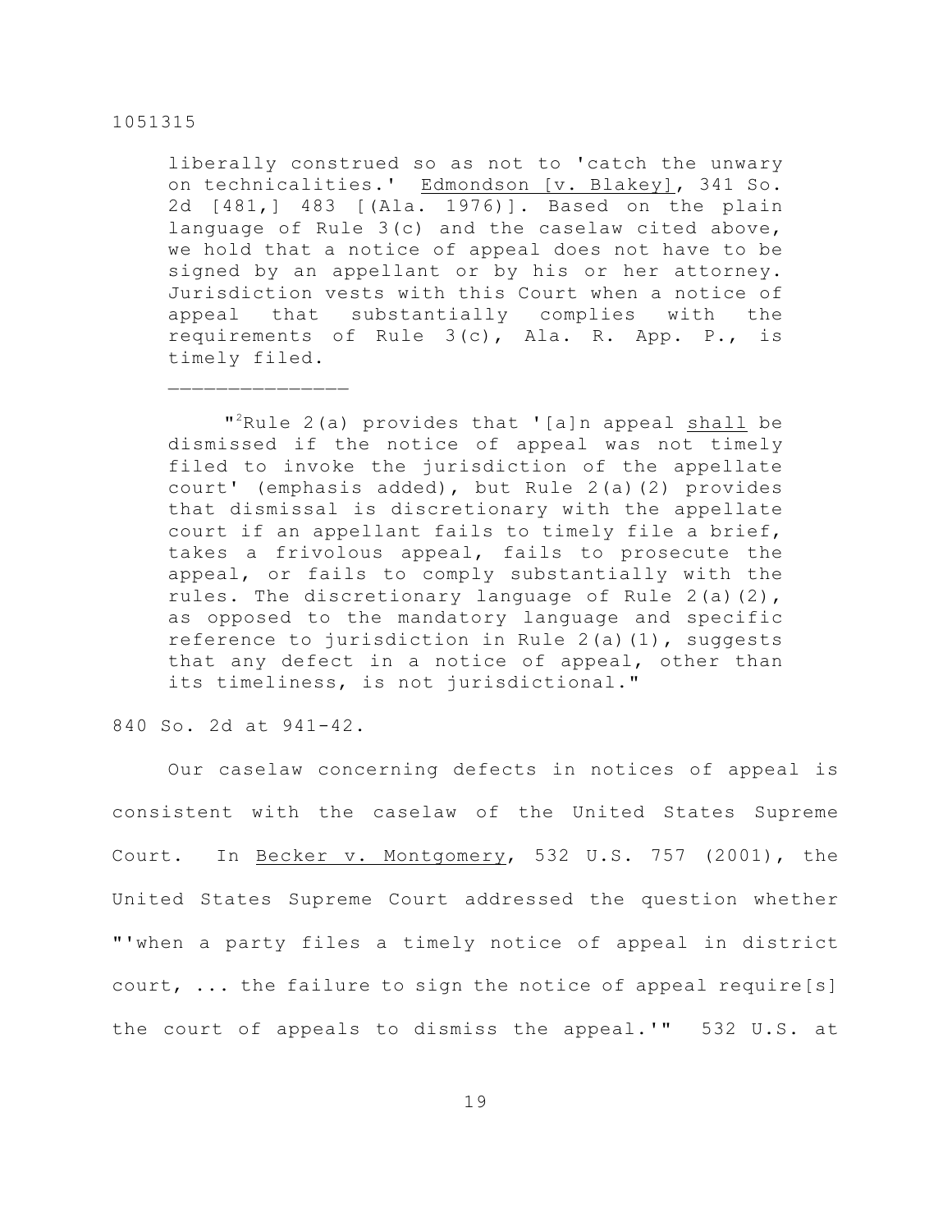liberally construed so as not to 'catch the unwary on technicalities.' Edmondson [v. Blakey], 341 So. 2d [481,] 483 [(Ala. 1976)]. Based on the plain language of Rule 3(c) and the caselaw cited above, we hold that a notice of appeal does not have to be signed by an appellant or by his or her attorney. Jurisdiction vests with this Court when a notice of appeal that substantially complies with the requirements of Rule 3(c), Ala. R. App. P., is timely filed.

---

"[2]Rule 2(a) provides that '[a]n appeal shall be dismissed if the notice of appeal was not timely filed to invoke the jurisdiction of the appellate court' (emphasis added), but Rule 2(a)(2) provides that dismissal is discretionary with the appellate court if an appellant fails to timely file a brief, takes a frivolous appeal, fails to prosecute the appeal, or fails to comply substantially with the rules. The discretionary language of Rule 2(a)(2), as opposed to the mandatory language and specific reference to jurisdiction in Rule 2(a)(1), suggests that any defect in a notice of appeal, other than its timeliness, is not jurisdictional."

840 So. 2d at 941-42.

Our caselaw concerning defects in notices of appeal is consistent with the caselaw of the United States Supreme Court. In Becker v. Montgomery, 532 U.S. 757 (2001), the United States Supreme Court addressed the question whether "'when a party files a timely notice of appeal in district court, ... the failure to sign the notice of appeal require[s] the court of appeals to dismiss the appeal.'" 532 U.S. at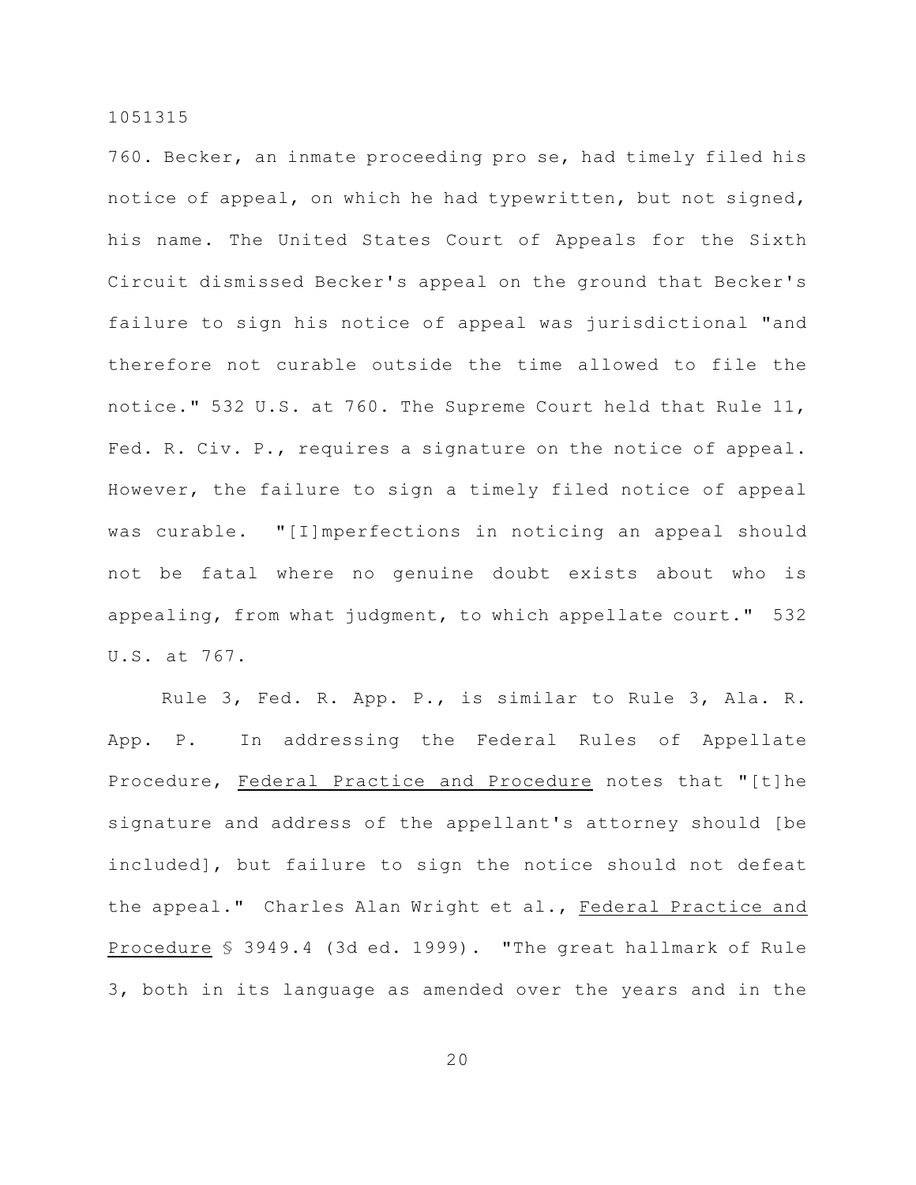760. Becker, an inmate proceeding pro se, had timely filed his notice of appeal, on which he had typewritten, but not signed, his name. The United States Court of Appeals for the Sixth Circuit dismissed Becker's appeal on the ground that Becker's failure to sign his notice of appeal was jurisdictional "and therefore not curable outside the time allowed to file the notice." 532 U.S. at 760. The Supreme Court held that Rule 11, Fed. R. Civ. P., requires a signature on the notice of appeal. However, the failure to sign a timely filed notice of appeal was curable. "[I]mperfections in noticing an appeal should not be fatal where no genuine doubt exists about who is appealing, from what judgment, to which appellate court." 532 U.S. at 767.

Rule 3, Fed. R. App. P., is similar to Rule 3, Ala. R. App. P. In addressing the Federal Rules of Appellate Procedure, <u>Federal Practice and Procedure</u> notes that "[t]he signature and address of the appellant's attorney should [be included], but failure to sign the notice should not defeat the appeal." Charles Alan Wright et al., <u>Federal Practice and Procedure</u> § 3949.4 (3d ed. 1999). "The great hallmark of Rule 3, both in its language as amended over the years and in the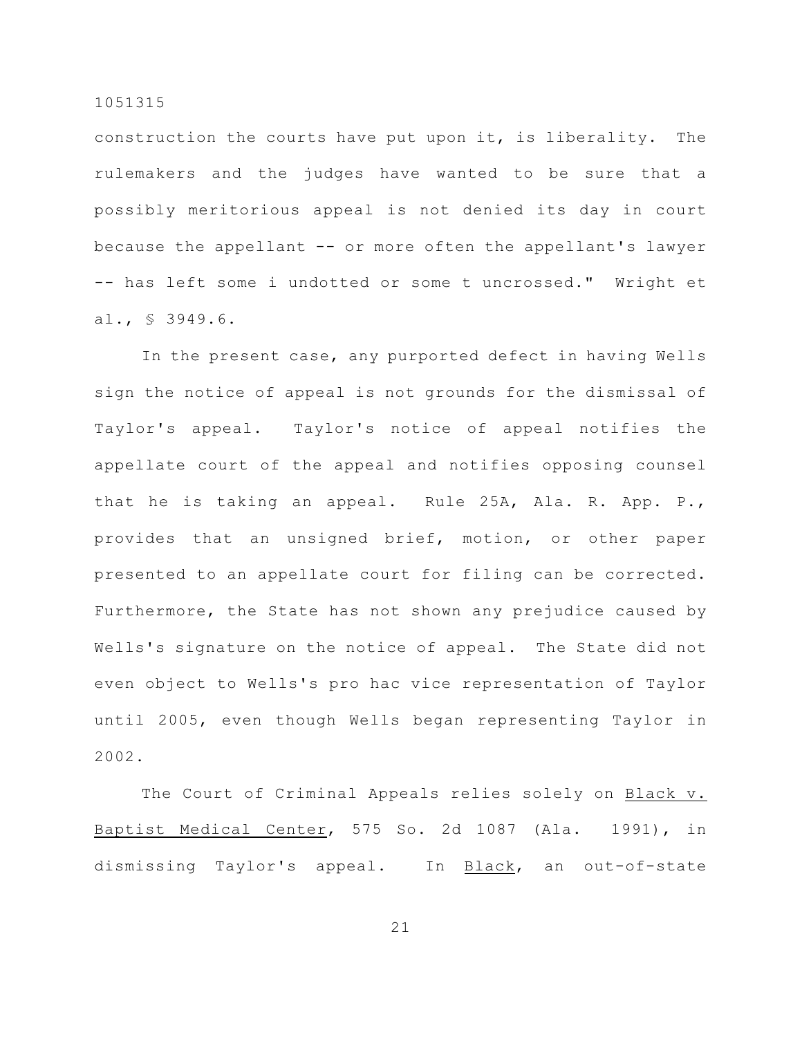construction the courts have put upon it, is liberality. The rulemakers and the judges have wanted to be sure that a possibly meritorious appeal is not denied its day in court because the appellant -- or more often the appellant's lawyer -- has left some i undotted or some t uncrossed." Wright et al., § 3949.6.

In the present case, any purported defect in having Wells sign the notice of appeal is not grounds for the dismissal of Taylor's appeal. Taylor's notice of appeal notifies the appellate court of the appeal and notifies opposing counsel that he is taking an appeal. Rule 25A, Ala. R. App. P., provides that an unsigned brief, motion, or other paper presented to an appellate court for filing can be corrected. Furthermore, the State has not shown any prejudice caused by Wells's signature on the notice of appeal. The State did not even object to Wells's pro hac vice representation of Taylor until 2005, even though Wells began representing Taylor in 2002.

The Court of Criminal Appeals relies solely on Black v. Baptist Medical Center, 575 So. 2d 1087 (Ala. 1991), in dismissing Taylor's appeal. In Black, an out-of-state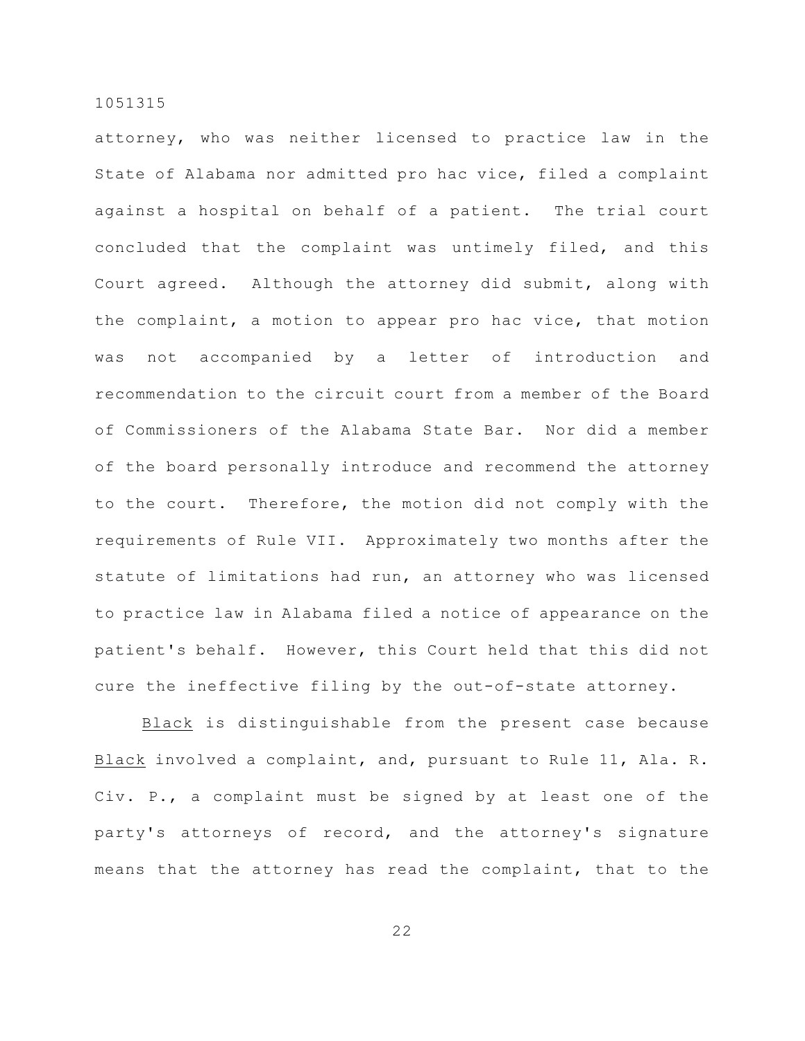attorney, who was neither licensed to practice law in the State of Alabama nor admitted pro hac vice, filed a complaint against a hospital on behalf of a patient. The trial court concluded that the complaint was untimely filed, and this Court agreed. Although the attorney did submit, along with the complaint, a motion to appear pro hac vice, that motion was not accompanied by a letter of introduction and recommendation to the circuit court from a member of the Board of Commissioners of the Alabama State Bar. Nor did a member of the board personally introduce and recommend the attorney to the court. Therefore, the motion did not comply with the requirements of Rule VII. Approximately two months after the statute of limitations had run, an attorney who was licensed to practice law in Alabama filed a notice of appearance on the patient's behalf. However, this Court held that this did not cure the ineffective filing by the out-of-state attorney.

<u>Black</u> is distinguishable from the present case because <u>Black</u> involved a complaint, and, pursuant to Rule 11, Ala. R. Civ. P., a complaint must be signed by at least one of the party's attorneys of record, and the attorney's signature means that the attorney has read the complaint, that to the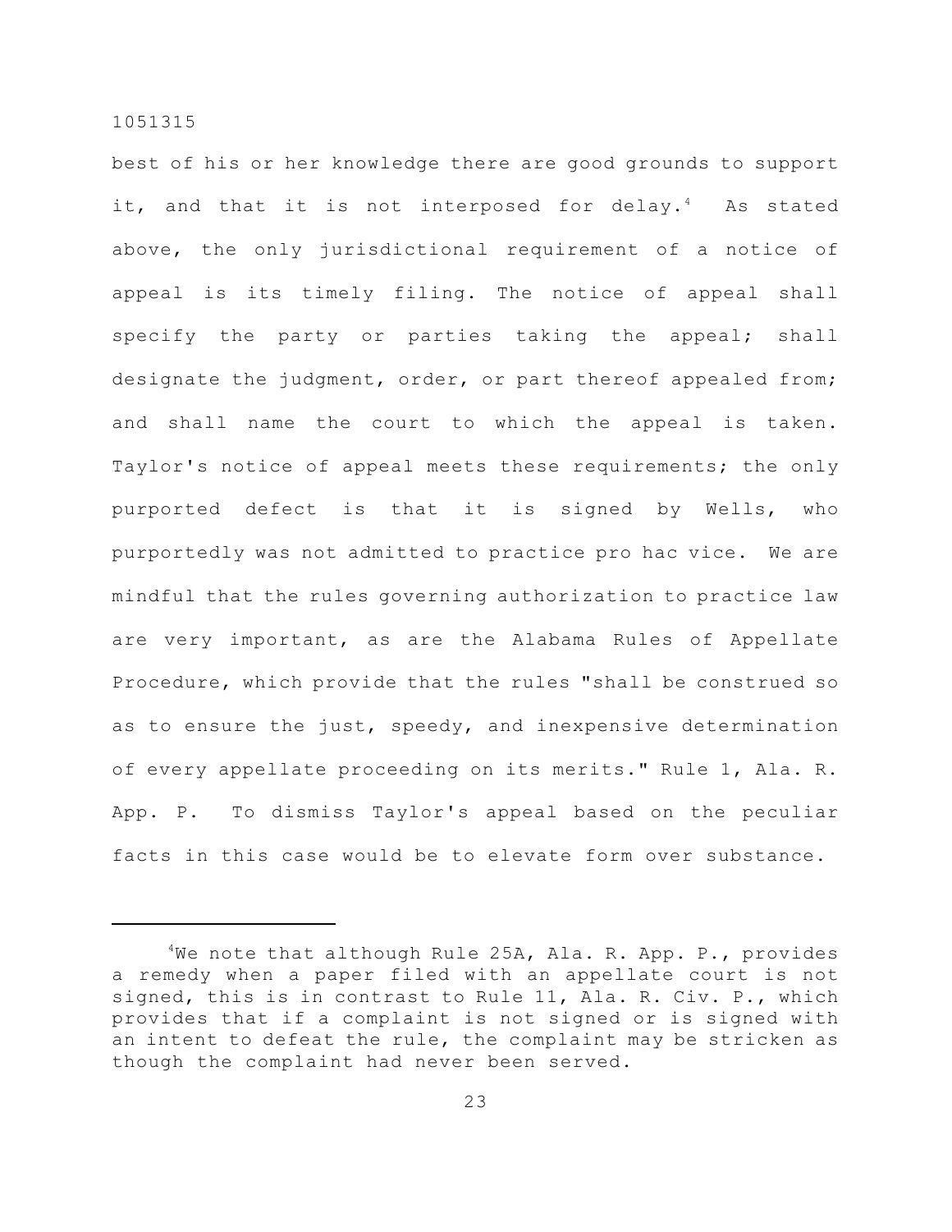best of his or her knowledge there are good grounds to support it, and that it is not interposed for delay.[4] As stated above, the only jurisdictional requirement of a notice of appeal is its timely filing. The notice of appeal shall specify the party or parties taking the appeal; shall designate the judgment, order, or part thereof appealed from; and shall name the court to which the appeal is taken. Taylor's notice of appeal meets these requirements; the only purported defect is that it is signed by Wells, who purportedly was not admitted to practice pro hac vice. We are mindful that the rules governing authorization to practice law are very important, as are the Alabama Rules of Appellate Procedure, which provide that the rules "shall be construed so as to ensure the just, speedy, and inexpensive determination of every appellate proceeding on its merits." Rule 1, Ala. R. App. P. To dismiss Taylor's appeal based on the peculiar facts in this case would be to elevate form over substance.

---

[4]We note that although Rule 25A, Ala. R. App. P., provides a remedy when a paper filed with an appellate court is not signed, this is in contrast to Rule 11, Ala. R. Civ. P., which provides that if a complaint is not signed or is signed with an intent to defeat the rule, the complaint may be stricken as though the complaint had never been served.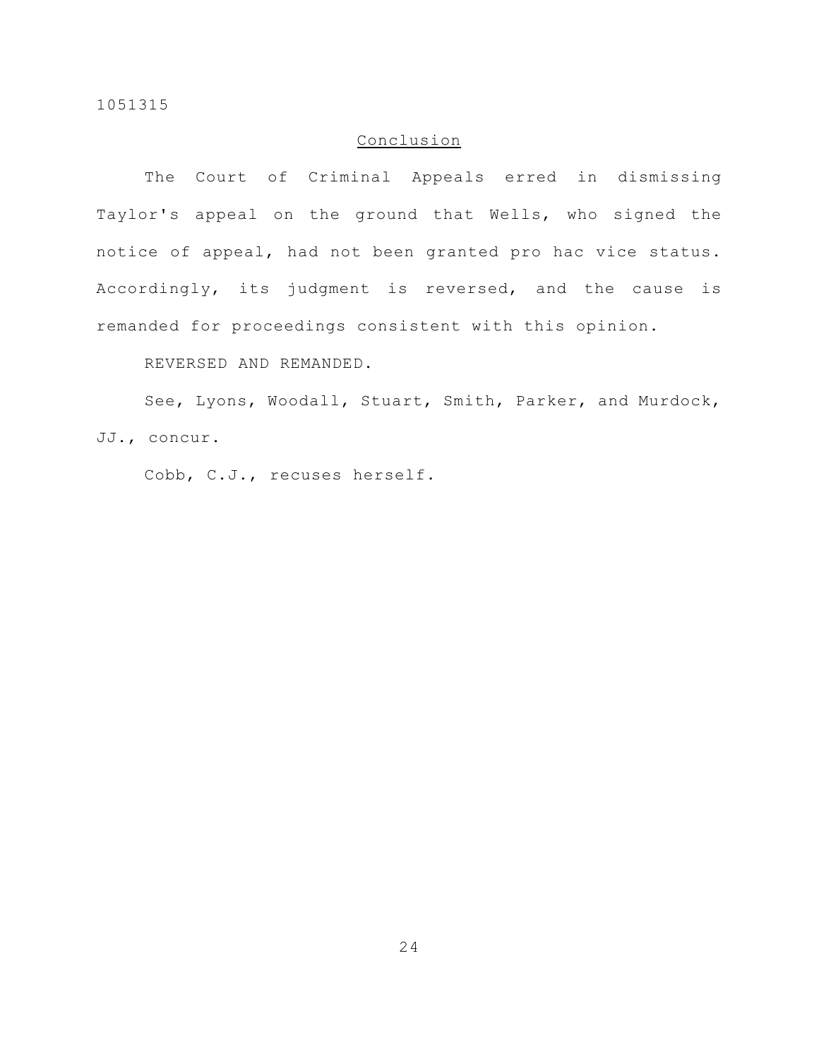## Conclusion

The Court of Criminal Appeals erred in dismissing Taylor's appeal on the ground that Wells, who signed the notice of appeal, had not been granted pro hac vice status. Accordingly, its judgment is reversed, and the cause is remanded for proceedings consistent with this opinion.

REVERSED AND REMANDED.

See, Lyons, Woodall, Stuart, Smith, Parker, and Murdock, JJ., concur.

Cobb, C.J., recuses herself.